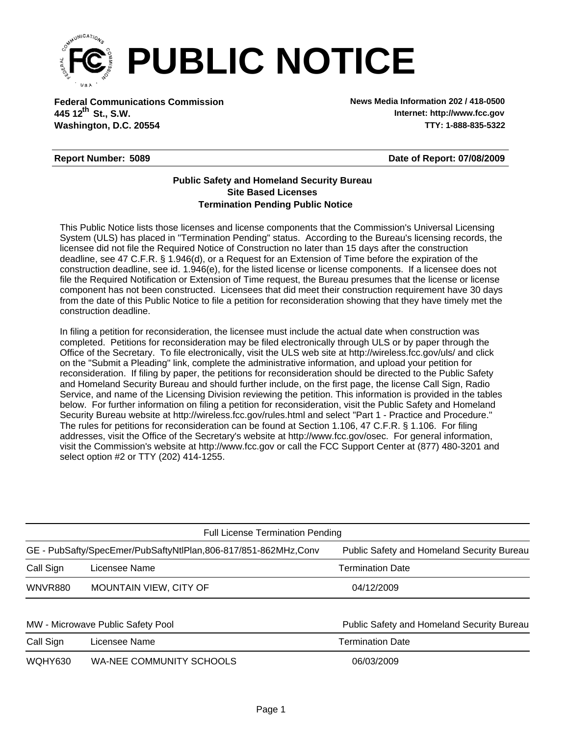# PUBLIC NOTICE

**Federal Communications Commission**
**445 12th St., S.W.**
**Washington, D.C. 20554**

**News Media Information 202 / 418-0500**
**Internet: http://www.fcc.gov**
**TTY: 1-888-835-5322**

**Report Number: 5089** **Date of Report: 07/08/2009**

**Public Safety and Homeland Security Bureau**
**Site Based Licenses**
**Termination Pending Public Notice**

This Public Notice lists those licenses and license components that the Commission's Universal Licensing System (ULS) has placed in "Termination Pending" status. According to the Bureau's licensing records, the licensee did not file the Required Notice of Construction no later than 15 days after the construction deadline, see 47 C.F.R. § 1.946(d), or a Request for an Extension of Time before the expiration of the construction deadline, see id. 1.946(e), for the listed license or license components. If a licensee does not file the Required Notification or Extension of Time request, the Bureau presumes that the license or license component has not been constructed. Licensees that did meet their construction requirement have 30 days from the date of this Public Notice to file a petition for reconsideration showing that they have timely met the construction deadline.

In filing a petition for reconsideration, the licensee must include the actual date when construction was completed. Petitions for reconsideration may be filed electronically through ULS or by paper through the Office of the Secretary. To file electronically, visit the ULS web site at http://wireless.fcc.gov/uls/ and click on the "Submit a Pleading" link, complete the administrative information, and upload your petition for reconsideration. If filing by paper, the petitions for reconsideration should be directed to the Public Safety and Homeland Security Bureau and should further include, on the first page, the license Call Sign, Radio Service, and name of the Licensing Division reviewing the petition. This information is provided in the tables below. For further information on filing a petition for reconsideration, visit the Public Safety and Homeland Security Bureau website at http://wireless.fcc.gov/rules.html and select "Part 1 - Practice and Procedure." The rules for petitions for reconsideration can be found at Section 1.106, 47 C.F.R. § 1.106. For filing addresses, visit the Office of the Secretary's website at http://www.fcc.gov/osec. For general information, visit the Commission's website at http://www.fcc.gov or call the FCC Support Center at (877) 480-3201 and select option #2 or TTY (202) 414-1255.

Full License Termination Pending

GE - PubSafty/SpecEmer/PubSaftyNtlPlan,806-817/851-862MHz,Conv — Public Safety and Homeland Security Bureau

| Call Sign | Licensee Name | Termination Date |
| --- | --- | --- |
| WNVR880 | MOUNTAIN VIEW, CITY OF | 04/12/2009 |

MW - Microwave Public Safety Pool — Public Safety and Homeland Security Bureau

| Call Sign | Licensee Name | Termination Date |
| --- | --- | --- |
| WQHY630 | WA-NEE COMMUNITY SCHOOLS | 06/03/2009 |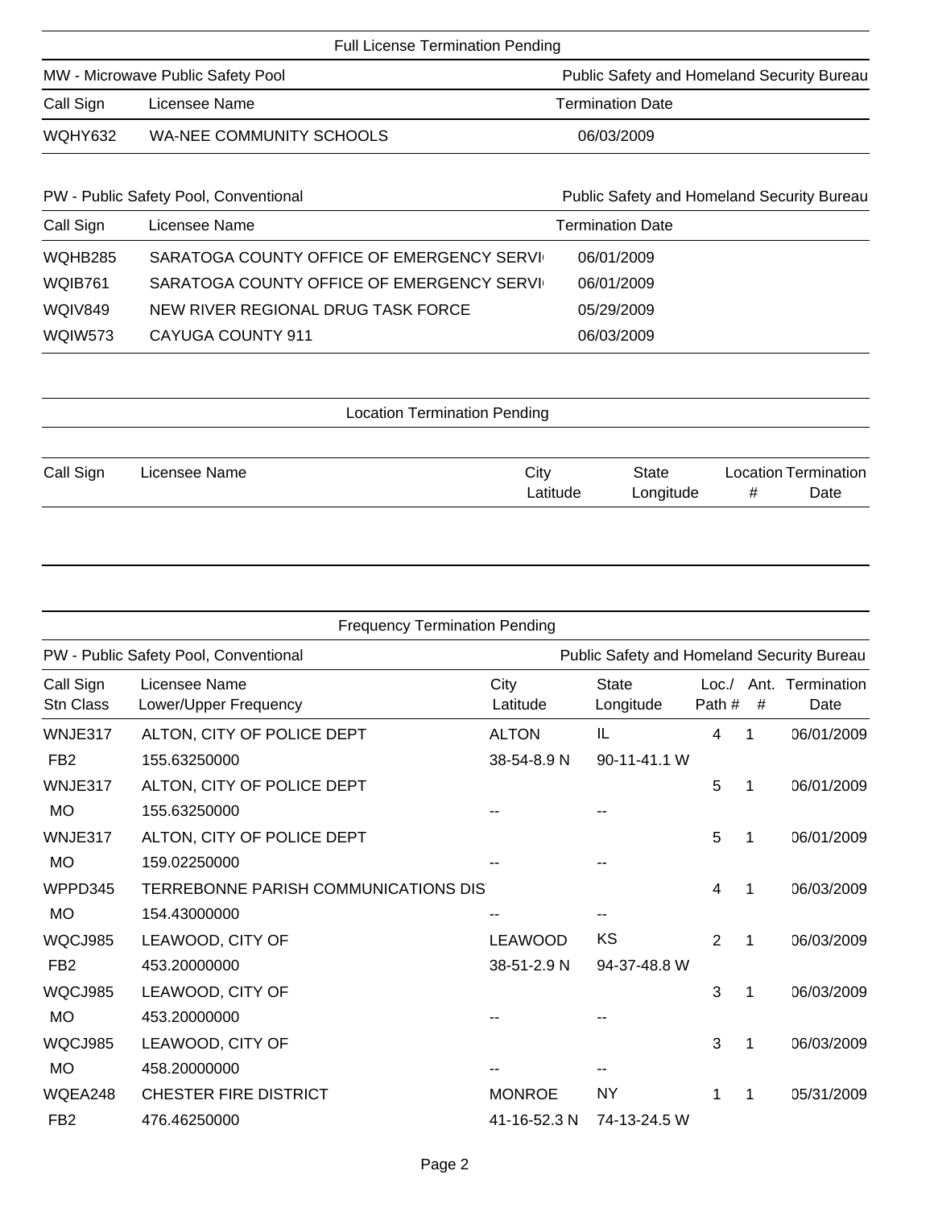## Full License Termination Pending

**MW - Microwave Public Safety Pool** — Public Safety and Homeland Security Bureau

| Call Sign | Licensee Name | Termination Date |
|---|---|---|
| WQHY632 | WA-NEE COMMUNITY SCHOOLS | 06/03/2009 |

**PW - Public Safety Pool, Conventional** — Public Safety and Homeland Security Bureau

| Call Sign | Licensee Name | Termination Date |
|---|---|---|
| WQHB285 | SARATOGA COUNTY OFFICE OF EMERGENCY SERVI | 06/01/2009 |
| WQIB761 | SARATOGA COUNTY OFFICE OF EMERGENCY SERVI | 06/01/2009 |
| WQIV849 | NEW RIVER REGIONAL DRUG TASK FORCE | 05/29/2009 |
| WQIW573 | CAYUGA COUNTY 911 | 06/03/2009 |

## Location Termination Pending

| Call Sign | Licensee Name | City<br>Latitude | State<br>Longitude | Location<br># | Termination<br>Date |
|---|---|---|---|---|---|

## Frequency Termination Pending

**PW - Public Safety Pool, Conventional** — Public Safety and Homeland Security Bureau

| Call Sign<br>Stn Class | Licensee Name<br>Lower/Upper Frequency | City<br>Latitude | State<br>Longitude | Loc./<br>Path # | Ant.<br># | Termination<br>Date |
|---|---|---|---|---|---|---|
| WNJE317 | ALTON, CITY OF POLICE DEPT | ALTON | IL | 4 | 1 | 06/01/2009 |
| FB2 | 155.63250000 | 38-54-8.9 N | 90-11-41.1 W | | | |
| WNJE317 | ALTON, CITY OF POLICE DEPT | | | 5 | 1 | 06/01/2009 |
| MO | 155.63250000 | -- | -- | | | |
| WNJE317 | ALTON, CITY OF POLICE DEPT | | | 5 | 1 | 06/01/2009 |
| MO | 159.02250000 | -- | -- | | | |
| WPPD345 | TERREBONNE PARISH COMMUNICATIONS DIS | | | 4 | 1 | 06/03/2009 |
| MO | 154.43000000 | -- | -- | | | |
| WQCJ985 | LEAWOOD, CITY OF | LEAWOOD | KS | 2 | 1 | 06/03/2009 |
| FB2 | 453.20000000 | 38-51-2.9 N | 94-37-48.8 W | | | |
| WQCJ985 | LEAWOOD, CITY OF | | | 3 | 1 | 06/03/2009 |
| MO | 453.20000000 | -- | -- | | | |
| WQCJ985 | LEAWOOD, CITY OF | | | 3 | 1 | 06/03/2009 |
| MO | 458.20000000 | -- | -- | | | |
| WQEA248 | CHESTER FIRE DISTRICT | MONROE | NY | 1 | 1 | 05/31/2009 |
| FB2 | 476.46250000 | 41-16-52.3 N | 74-13-24.5 W | | | |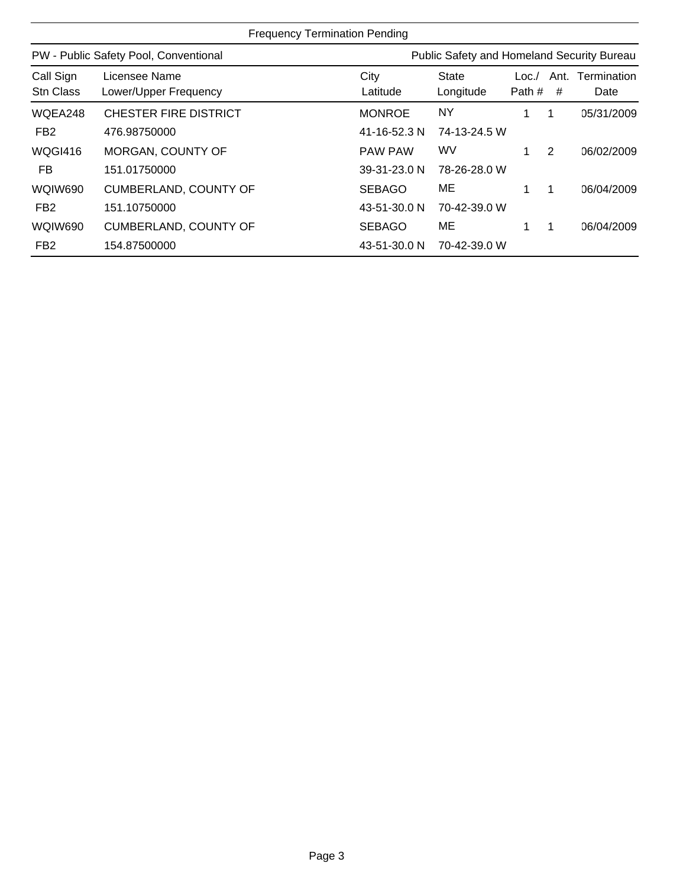Frequency Termination Pending

PW - Public Safety Pool, Conventional | Public Safety and Homeland Security Bureau

| Call Sign<br>Stn Class | Licensee Name<br>Lower/Upper Frequency | City<br>Latitude | State<br>Longitude | Loc./<br>Path # | Ant.<br># | Termination<br>Date |
|---|---|---|---|---|---|---|
| WQEA248 | CHESTER FIRE DISTRICT | MONROE | NY | 1 | 1 | 05/31/2009 |
| FB2 | 476.98750000 | 41-16-52.3 N | 74-13-24.5 W | | | |
| WQGI416 | MORGAN, COUNTY OF | PAW PAW | WV | 1 | 2 | 06/02/2009 |
| FB | 151.01750000 | 39-31-23.0 N | 78-26-28.0 W | | | |
| WQIW690 | CUMBERLAND, COUNTY OF | SEBAGO | ME | 1 | 1 | 06/04/2009 |
| FB2 | 151.10750000 | 43-51-30.0 N | 70-42-39.0 W | | | |
| WQIW690 | CUMBERLAND, COUNTY OF | SEBAGO | ME | 1 | 1 | 06/04/2009 |
| FB2 | 154.87500000 | 43-51-30.0 N | 70-42-39.0 W | | | |